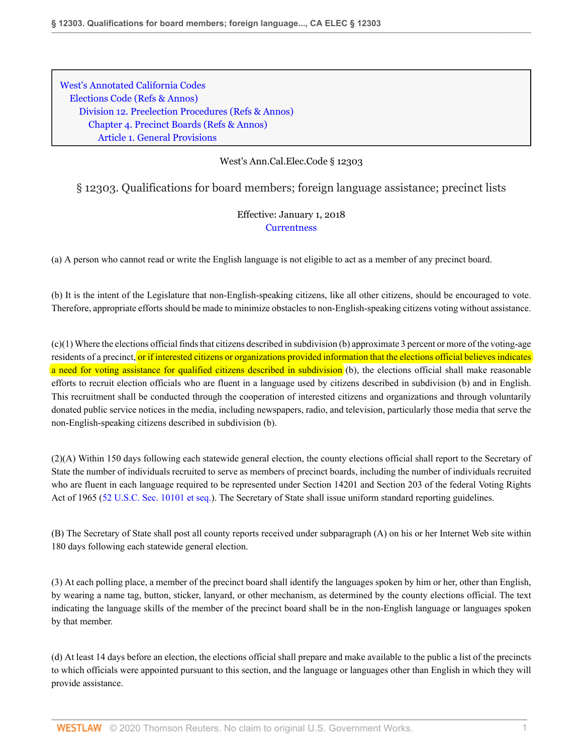West's Annotated California Codes
Elections Code (Refs & Annos)
Division 12. Preelection Procedures (Refs & Annos)
Chapter 4. Precinct Boards (Refs & Annos)
Article 1. General Provisions

West's Ann.Cal.Elec.Code § 12303

# § 12303. Qualifications for board members; foreign language assistance; precinct lists

Effective: January 1, 2018
Currentness

(a) A person who cannot read or write the English language is not eligible to act as a member of any precinct board.

(b) It is the intent of the Legislature that non-English-speaking citizens, like all other citizens, should be encouraged to vote. Therefore, appropriate efforts should be made to minimize obstacles to non-English-speaking citizens voting without assistance.

(c)(1) Where the elections official finds that citizens described in subdivision (b) approximate 3 percent or more of the voting-age residents of a precinct, or if interested citizens or organizations provided information that the elections official believes indicates a need for voting assistance for qualified citizens described in subdivision (b), the elections official shall make reasonable efforts to recruit election officials who are fluent in a language used by citizens described in subdivision (b) and in English. This recruitment shall be conducted through the cooperation of interested citizens and organizations and through voluntarily donated public service notices in the media, including newspapers, radio, and television, particularly those media that serve the non-English-speaking citizens described in subdivision (b).

(2)(A) Within 150 days following each statewide general election, the county elections official shall report to the Secretary of State the number of individuals recruited to serve as members of precinct boards, including the number of individuals recruited who are fluent in each language required to be represented under Section 14201 and Section 203 of the federal Voting Rights Act of 1965 (52 U.S.C. Sec. 10101 et seq.). The Secretary of State shall issue uniform standard reporting guidelines.

(B) The Secretary of State shall post all county reports received under subparagraph (A) on his or her Internet Web site within 180 days following each statewide general election.

(3) At each polling place, a member of the precinct board shall identify the languages spoken by him or her, other than English, by wearing a name tag, button, sticker, lanyard, or other mechanism, as determined by the county elections official. The text indicating the language skills of the member of the precinct board shall be in the non-English language or languages spoken by that member.

(d) At least 14 days before an election, the elections official shall prepare and make available to the public a list of the precincts to which officials were appointed pursuant to this section, and the language or languages other than English in which they will provide assistance.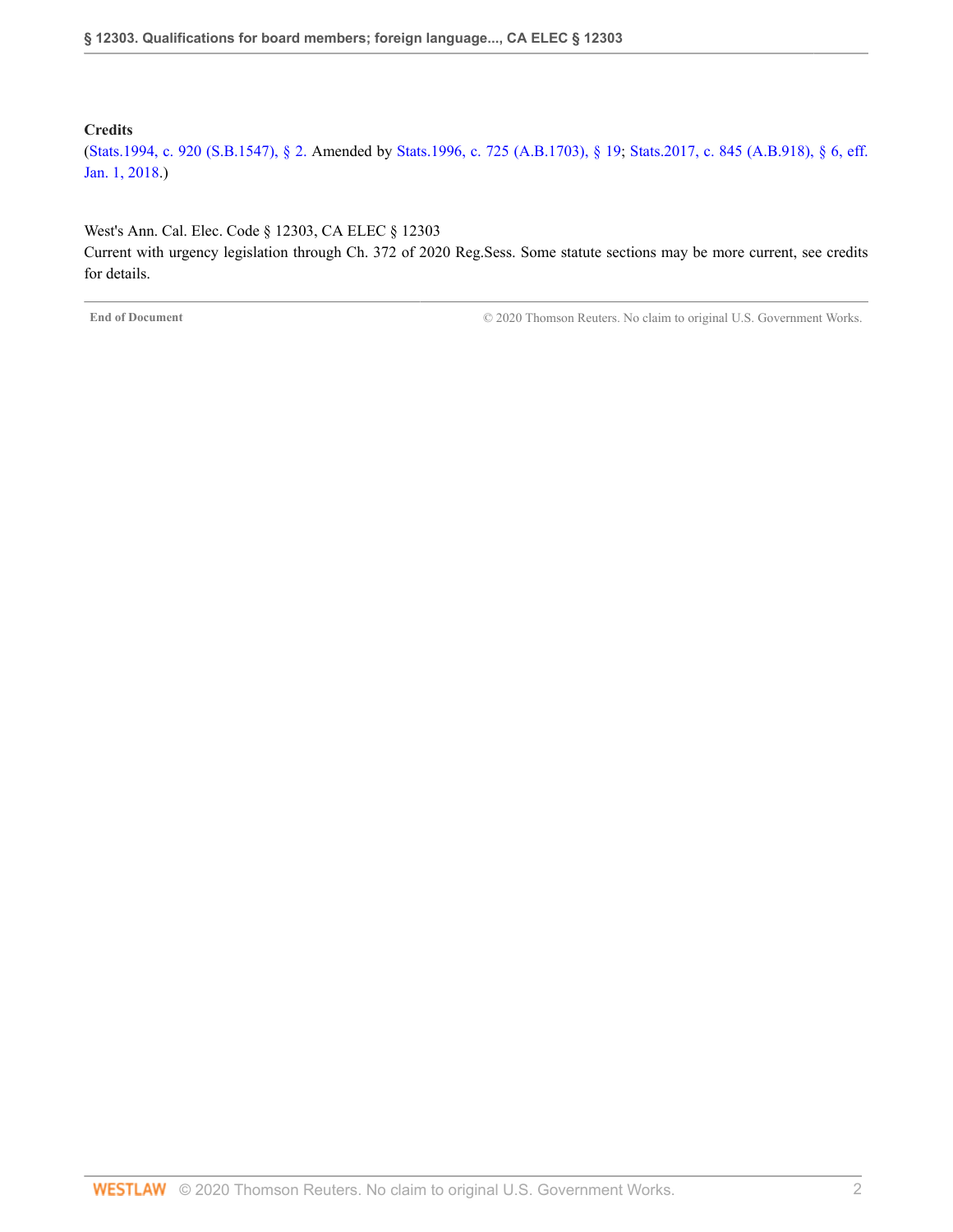**Credits**

(Stats.1994, c. 920 (S.B.1547), § 2. Amended by Stats.1996, c. 725 (A.B.1703), § 19; Stats.2017, c. 845 (A.B.918), § 6, eff. Jan. 1, 2018.)

West's Ann. Cal. Elec. Code § 12303, CA ELEC § 12303

Current with urgency legislation through Ch. 372 of 2020 Reg.Sess. Some statute sections may be more current, see credits for details.

---

End of Document © 2020 Thomson Reuters. No claim to original U.S. Government Works.